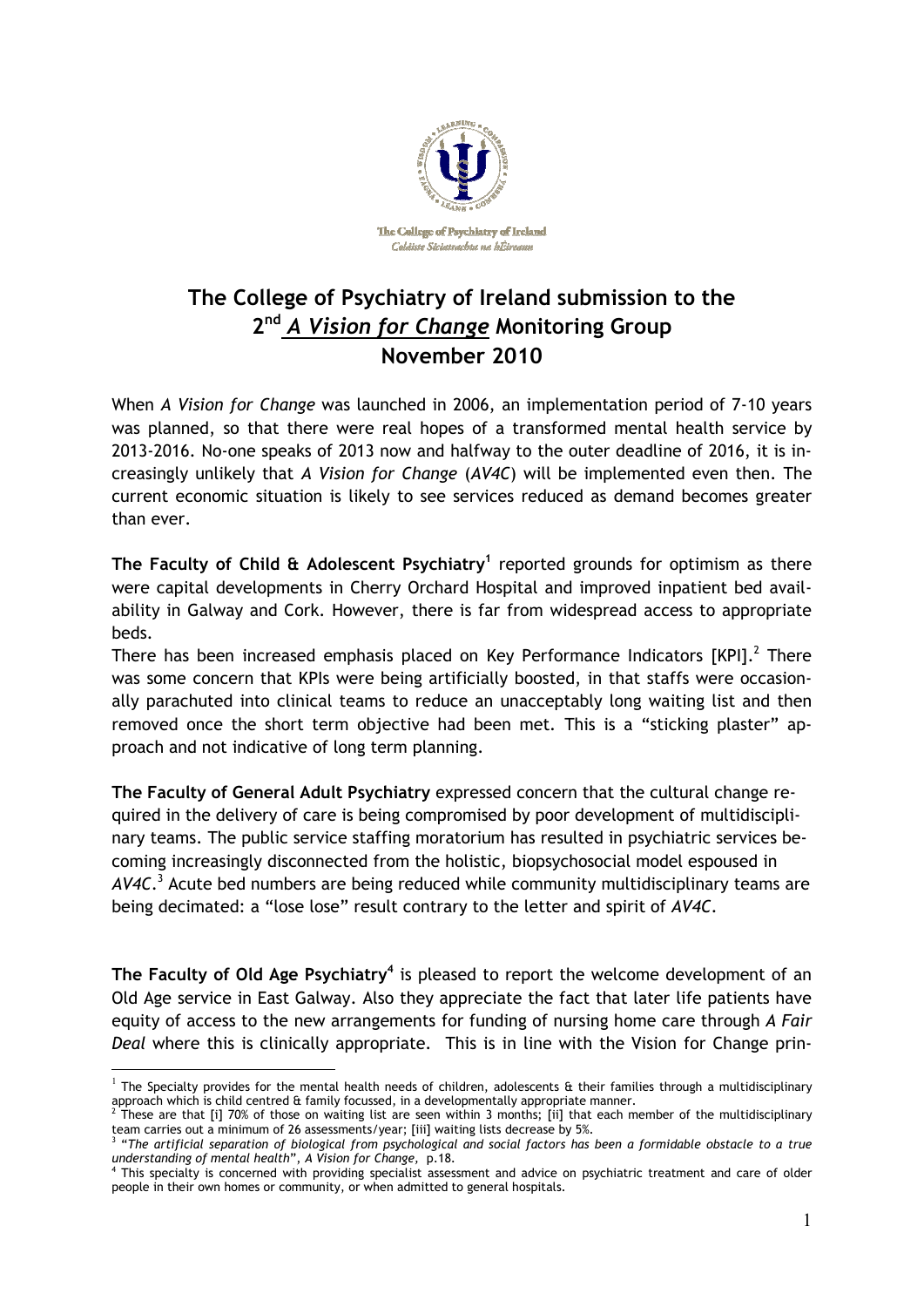The College of Psychiatry of Ireland
Coláiste Síciatrachta na hÉireann

# The College of Psychiatry of Ireland submission to the 2nd *A Vision for Change* Monitoring Group November 2010

When *A Vision for Change* was launched in 2006, an implementation period of 7-10 years was planned, so that there were real hopes of a transformed mental health service by 2013-2016. No-one speaks of 2013 now and halfway to the outer deadline of 2016, it is increasingly unlikely that *A Vision for Change* (*AV4C*) will be implemented even then. The current economic situation is likely to see services reduced as demand becomes greater than ever.

**The Faculty of Child & Adolescent Psychiatry**[1] reported grounds for optimism as there were capital developments in Cherry Orchard Hospital and improved inpatient bed availability in Galway and Cork. However, there is far from widespread access to appropriate beds.

There has been increased emphasis placed on Key Performance Indicators [KPI].[2] There was some concern that KPIs were being artificially boosted, in that staffs were occasionally parachuted into clinical teams to reduce an unacceptably long waiting list and then removed once the short term objective had been met. This is a "sticking plaster" approach and not indicative of long term planning.

**The Faculty of General Adult Psychiatry** expressed concern that the cultural change required in the delivery of care is being compromised by poor development of multidisciplinary teams. The public service staffing moratorium has resulted in psychiatric services becoming increasingly disconnected from the holistic, biopsychosocial model espoused in *AV4C*.[3] Acute bed numbers are being reduced while community multidisciplinary teams are being decimated: a "lose lose" result contrary to the letter and spirit of *AV4C*.

**The Faculty of Old Age Psychiatry**[4] is pleased to report the welcome development of an Old Age service in East Galway. Also they appreciate the fact that later life patients have equity of access to the new arrangements for funding of nursing home care through *A Fair Deal* where this is clinically appropriate. This is in line with the Vision for Change prin-

---

[1] The Specialty provides for the mental health needs of children, adolescents & their families through a multidisciplinary approach which is child centred & family focussed, in a developmentally appropriate manner.

[2] These are that [i] 70% of those on waiting list are seen within 3 months; [ii] that each member of the multidisciplinary team carries out a minimum of 26 assessments/year; [iii] waiting lists decrease by 5%.

[3] "*The artificial separation of biological from psychological and social factors has been a formidable obstacle to a true understanding of mental health*", *A Vision for Change*, p.18.

[4] This specialty is concerned with providing specialist assessment and advice on psychiatric treatment and care of older people in their own homes or community, or when admitted to general hospitals.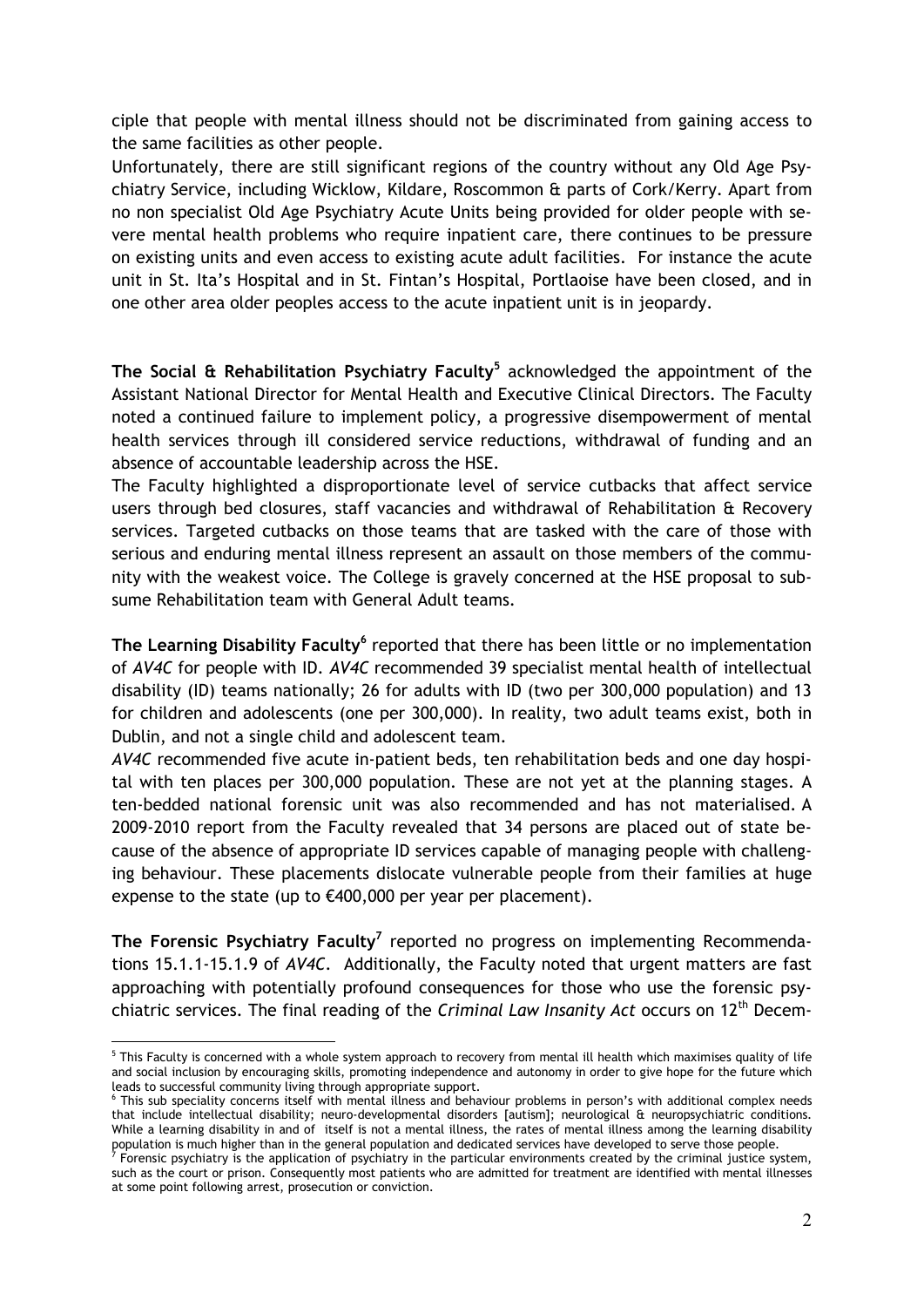ciple that people with mental illness should not be discriminated from gaining access to the same facilities as other people.

Unfortunately, there are still significant regions of the country without any Old Age Psychiatry Service, including Wicklow, Kildare, Roscommon & parts of Cork/Kerry. Apart from no non specialist Old Age Psychiatry Acute Units being provided for older people with severe mental health problems who require inpatient care, there continues to be pressure on existing units and even access to existing acute adult facilities. For instance the acute unit in St. Ita's Hospital and in St. Fintan's Hospital, Portlaoise have been closed, and in one other area older peoples access to the acute inpatient unit is in jeopardy.

**The Social & Rehabilitation Psychiatry Faculty**[5] acknowledged the appointment of the Assistant National Director for Mental Health and Executive Clinical Directors. The Faculty noted a continued failure to implement policy, a progressive disempowerment of mental health services through ill considered service reductions, withdrawal of funding and an absence of accountable leadership across the HSE.

The Faculty highlighted a disproportionate level of service cutbacks that affect service users through bed closures, staff vacancies and withdrawal of Rehabilitation & Recovery services. Targeted cutbacks on those teams that are tasked with the care of those with serious and enduring mental illness represent an assault on those members of the community with the weakest voice. The College is gravely concerned at the HSE proposal to subsume Rehabilitation team with General Adult teams.

**The Learning Disability Faculty**[6] reported that there has been little or no implementation of *AV4C* for people with ID. *AV4C* recommended 39 specialist mental health of intellectual disability (ID) teams nationally; 26 for adults with ID (two per 300,000 population) and 13 for children and adolescents (one per 300,000). In reality, two adult teams exist, both in Dublin, and not a single child and adolescent team.

*AV4C* recommended five acute in-patient beds, ten rehabilitation beds and one day hospital with ten places per 300,000 population. These are not yet at the planning stages. A ten-bedded national forensic unit was also recommended and has not materialised. A 2009-2010 report from the Faculty revealed that 34 persons are placed out of state because of the absence of appropriate ID services capable of managing people with challenging behaviour. These placements dislocate vulnerable people from their families at huge expense to the state (up to €400,000 per year per placement).

**The Forensic Psychiatry Faculty**[7] reported no progress on implementing Recommendations 15.1.1-15.1.9 of *AV4C*. Additionally, the Faculty noted that urgent matters are fast approaching with potentially profound consequences for those who use the forensic psychiatric services. The final reading of the *Criminal Law Insanity Act* occurs on 12th Decem-

---

[5] This Faculty is concerned with a whole system approach to recovery from mental ill health which maximises quality of life and social inclusion by encouraging skills, promoting independence and autonomy in order to give hope for the future which leads to successful community living through appropriate support.

[6] This sub speciality concerns itself with mental illness and behaviour problems in person's with additional complex needs that include intellectual disability; neuro-developmental disorders [autism]; neurological & neuropsychiatric conditions. While a learning disability in and of itself is not a mental illness, the rates of mental illness among the learning disability population is much higher than in the general population and dedicated services have developed to serve those people.

[7] Forensic psychiatry is the application of psychiatry in the particular environments created by the criminal justice system, such as the court or prison. Consequently most patients who are admitted for treatment are identified with mental illnesses at some point following arrest, prosecution or conviction.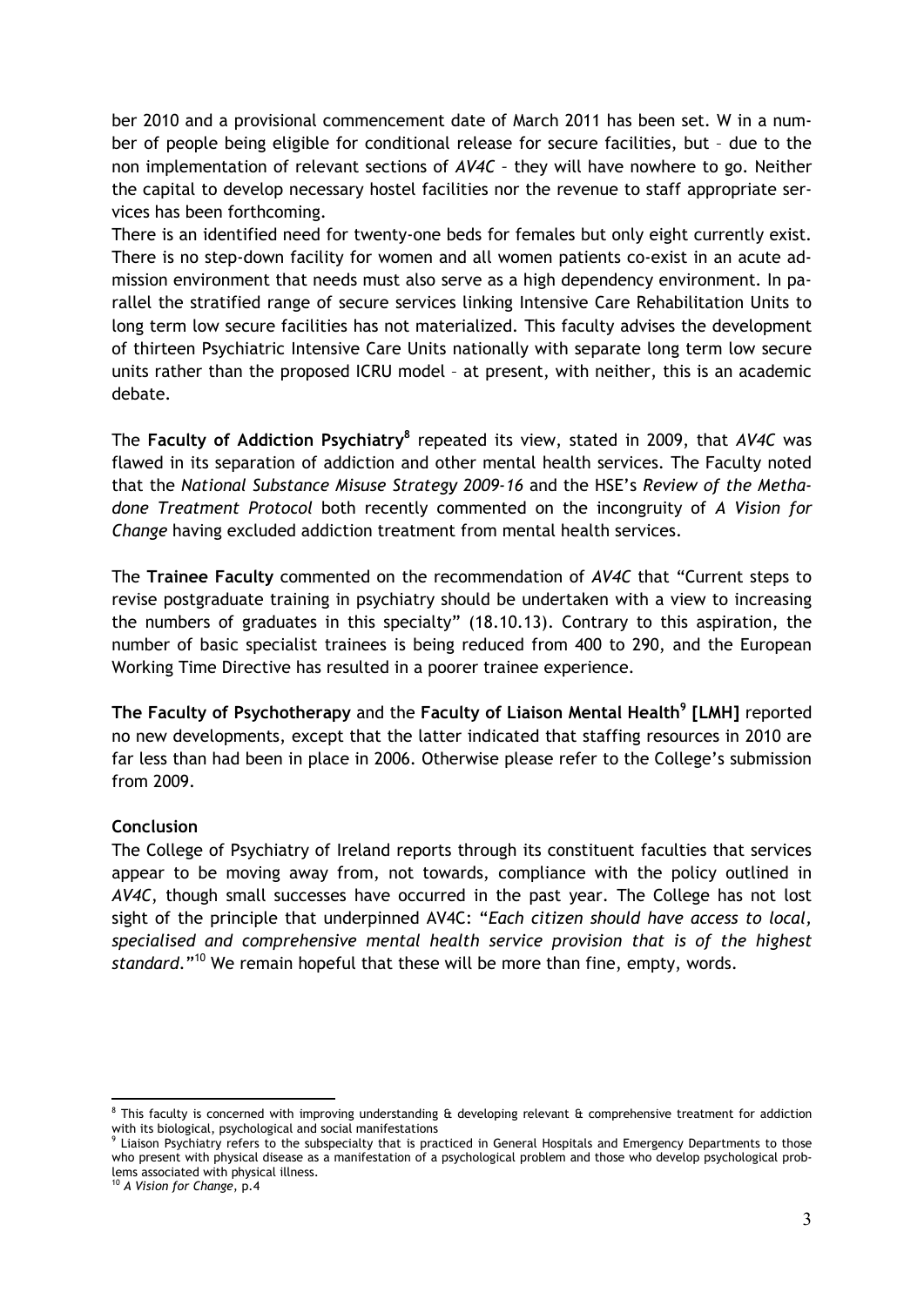ber 2010 and a provisional commencement date of March 2011 has been set. W in a number of people being eligible for conditional release for secure facilities, but – due to the non implementation of relevant sections of *AV4C* – they will have nowhere to go. Neither the capital to develop necessary hostel facilities nor the revenue to staff appropriate services has been forthcoming.

There is an identified need for twenty-one beds for females but only eight currently exist. There is no step-down facility for women and all women patients co-exist in an acute admission environment that needs must also serve as a high dependency environment. In parallel the stratified range of secure services linking Intensive Care Rehabilitation Units to long term low secure facilities has not materialized. This faculty advises the development of thirteen Psychiatric Intensive Care Units nationally with separate long term low secure units rather than the proposed ICRU model – at present, with neither, this is an academic debate.

The **Faculty of Addiction Psychiatry**[8] repeated its view, stated in 2009, that *AV4C* was flawed in its separation of addiction and other mental health services. The Faculty noted that the *National Substance Misuse Strategy 2009-16* and the HSE's *Review of the Methadone Treatment Protocol* both recently commented on the incongruity of *A Vision for Change* having excluded addiction treatment from mental health services.

The **Trainee Faculty** commented on the recommendation of *AV4C* that "Current steps to revise postgraduate training in psychiatry should be undertaken with a view to increasing the numbers of graduates in this specialty" (18.10.13). Contrary to this aspiration, the number of basic specialist trainees is being reduced from 400 to 290, and the European Working Time Directive has resulted in a poorer trainee experience.

**The Faculty of Psychotherapy** and the **Faculty of Liaison Mental Health**[9] **[LMH]** reported no new developments, except that the latter indicated that staffing resources in 2010 are far less than had been in place in 2006. Otherwise please refer to the College's submission from 2009.

**Conclusion**

The College of Psychiatry of Ireland reports through its constituent faculties that services appear to be moving away from, not towards, compliance with the policy outlined in *AV4C*, though small successes have occurred in the past year. The College has not lost sight of the principle that underpinned AV4C: "*Each citizen should have access to local, specialised and comprehensive mental health service provision that is of the highest standard.*"[10] We remain hopeful that these will be more than fine, empty, words.

---

[8] This faculty is concerned with improving understanding & developing relevant & comprehensive treatment for addiction with its biological, psychological and social manifestations

[9] Liaison Psychiatry refers to the subspecialty that is practiced in General Hospitals and Emergency Departments to those who present with physical disease as a manifestation of a psychological problem and those who develop psychological problems associated with physical illness.

[10] *A Vision for Change*, p.4